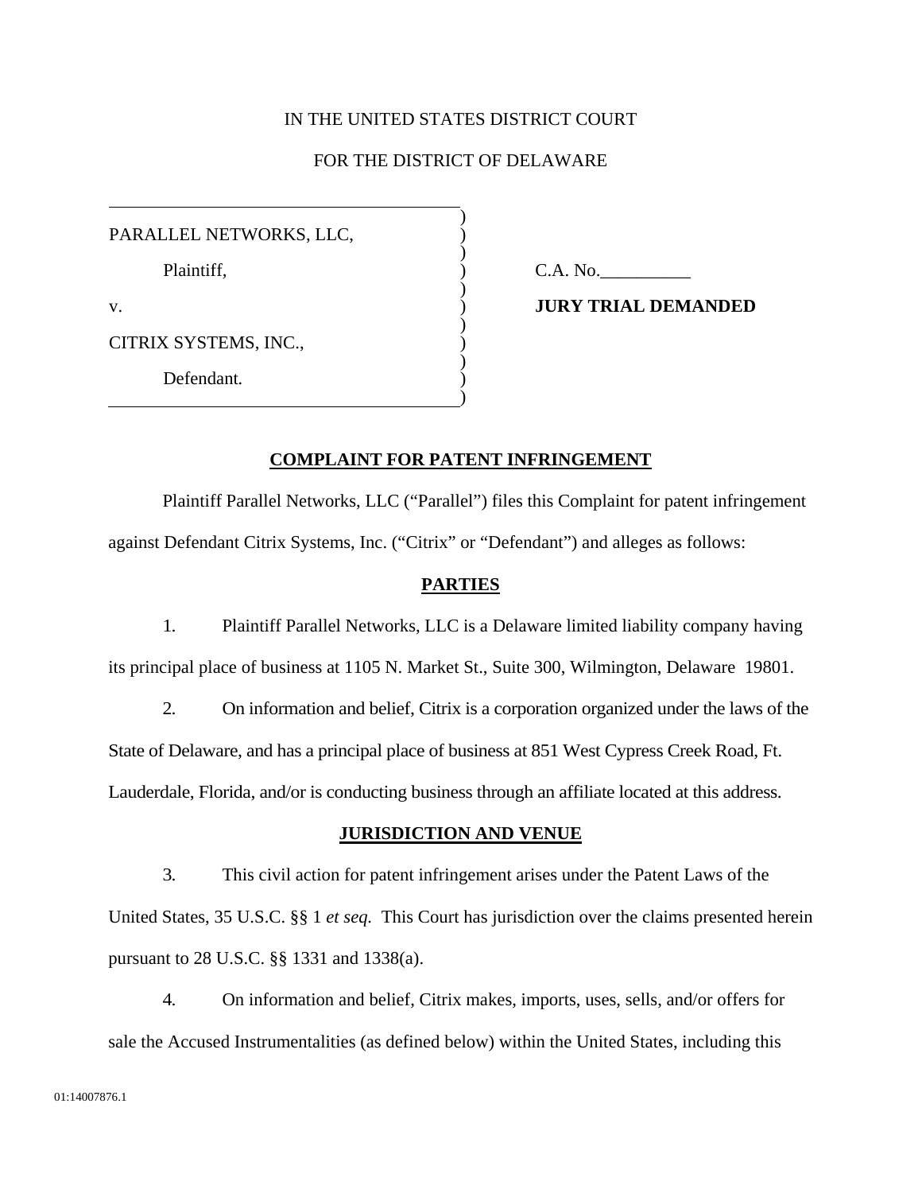IN THE UNITED STATES DISTRICT COURT

FOR THE DISTRICT OF DELAWARE

| | |
|---|---|
| PARALLEL NETWORKS, LLC,<br><br>Plaintiff,<br><br>v.<br><br>CITRIX SYSTEMS, INC.,<br><br>Defendant. | C.A. No.__________<br><br>**JURY TRIAL DEMANDED** |

**COMPLAINT FOR PATENT INFRINGEMENT**

Plaintiff Parallel Networks, LLC ("Parallel") files this Complaint for patent infringement against Defendant Citrix Systems, Inc. ("Citrix" or "Defendant") and alleges as follows:

**PARTIES**

1. Plaintiff Parallel Networks, LLC is a Delaware limited liability company having its principal place of business at 1105 N. Market St., Suite 300, Wilmington, Delaware 19801.

2. On information and belief, Citrix is a corporation organized under the laws of the State of Delaware, and has a principal place of business at 851 West Cypress Creek Road, Ft. Lauderdale, Florida, and/or is conducting business through an affiliate located at this address.

**JURISDICTION AND VENUE**

3. This civil action for patent infringement arises under the Patent Laws of the United States, 35 U.S.C. §§ 1 *et seq.* This Court has jurisdiction over the claims presented herein pursuant to 28 U.S.C. §§ 1331 and 1338(a).

4. On information and belief, Citrix makes, imports, uses, sells, and/or offers for sale the Accused Instrumentalities (as defined below) within the United States, including this

01:14007876.1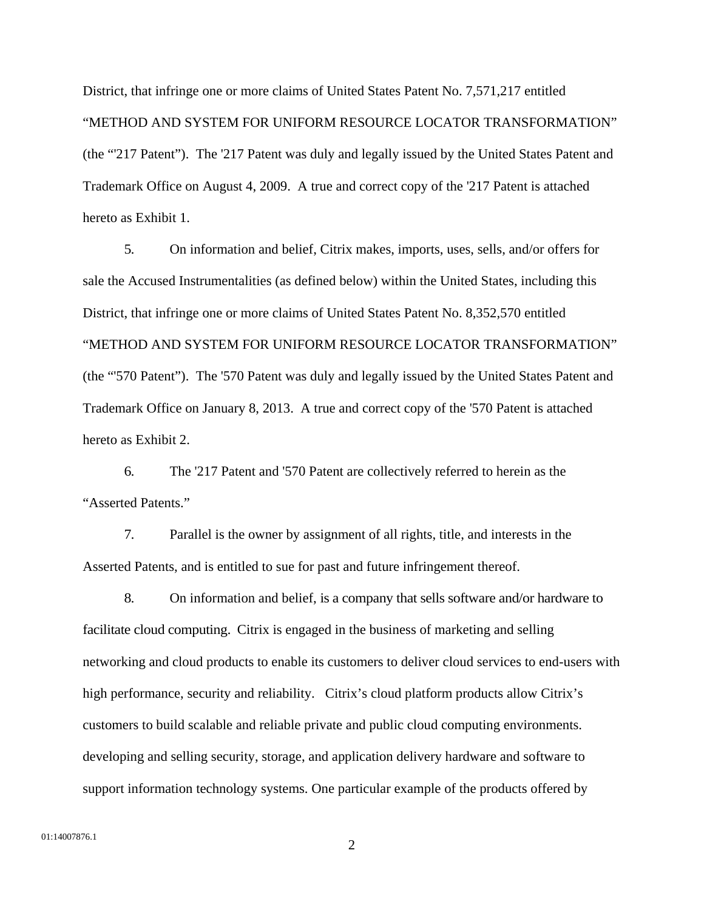District, that infringe one or more claims of United States Patent No. 7,571,217 entitled "METHOD AND SYSTEM FOR UNIFORM RESOURCE LOCATOR TRANSFORMATION" (the "'217 Patent"). The '217 Patent was duly and legally issued by the United States Patent and Trademark Office on August 4, 2009. A true and correct copy of the '217 Patent is attached hereto as Exhibit 1.

5. On information and belief, Citrix makes, imports, uses, sells, and/or offers for sale the Accused Instrumentalities (as defined below) within the United States, including this District, that infringe one or more claims of United States Patent No. 8,352,570 entitled "METHOD AND SYSTEM FOR UNIFORM RESOURCE LOCATOR TRANSFORMATION" (the "'570 Patent"). The '570 Patent was duly and legally issued by the United States Patent and Trademark Office on January 8, 2013. A true and correct copy of the '570 Patent is attached hereto as Exhibit 2.

6. The '217 Patent and '570 Patent are collectively referred to herein as the "Asserted Patents."

7. Parallel is the owner by assignment of all rights, title, and interests in the Asserted Patents, and is entitled to sue for past and future infringement thereof.

8. On information and belief, is a company that sells software and/or hardware to facilitate cloud computing. Citrix is engaged in the business of marketing and selling networking and cloud products to enable its customers to deliver cloud services to end-users with high performance, security and reliability. Citrix's cloud platform products allow Citrix's customers to build scalable and reliable private and public cloud computing environments. developing and selling security, storage, and application delivery hardware and software to support information technology systems. One particular example of the products offered by

01:14007876.1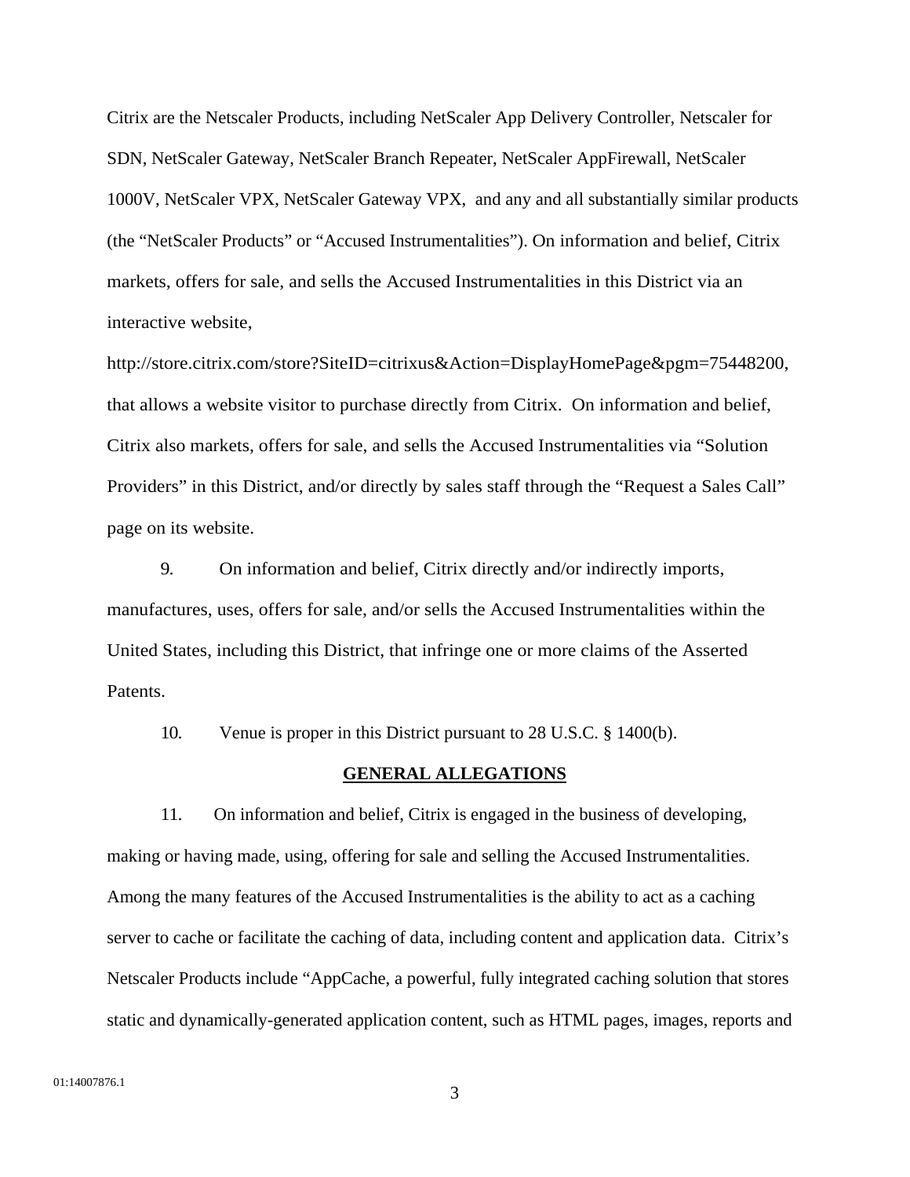Citrix are the Netscaler Products, including NetScaler App Delivery Controller, Netscaler for SDN, NetScaler Gateway, NetScaler Branch Repeater, NetScaler AppFirewall, NetScaler 1000V, NetScaler VPX, NetScaler Gateway VPX, and any and all substantially similar products (the "NetScaler Products" or "Accused Instrumentalities"). On information and belief, Citrix markets, offers for sale, and sells the Accused Instrumentalities in this District via an interactive website, http://store.citrix.com/store?SiteID=citrixus&Action=DisplayHomePage&pgm=75448200, that allows a website visitor to purchase directly from Citrix. On information and belief, Citrix also markets, offers for sale, and sells the Accused Instrumentalities via "Solution Providers" in this District, and/or directly by sales staff through the "Request a Sales Call" page on its website.

9. On information and belief, Citrix directly and/or indirectly imports, manufactures, uses, offers for sale, and/or sells the Accused Instrumentalities within the United States, including this District, that infringe one or more claims of the Asserted Patents.

10. Venue is proper in this District pursuant to 28 U.S.C. § 1400(b).

## GENERAL ALLEGATIONS

11. On information and belief, Citrix is engaged in the business of developing, making or having made, using, offering for sale and selling the Accused Instrumentalities. Among the many features of the Accused Instrumentalities is the ability to act as a caching server to cache or facilitate the caching of data, including content and application data. Citrix's Netscaler Products include "AppCache, a powerful, fully integrated caching solution that stores static and dynamically-generated application content, such as HTML pages, images, reports and

01:14007876.1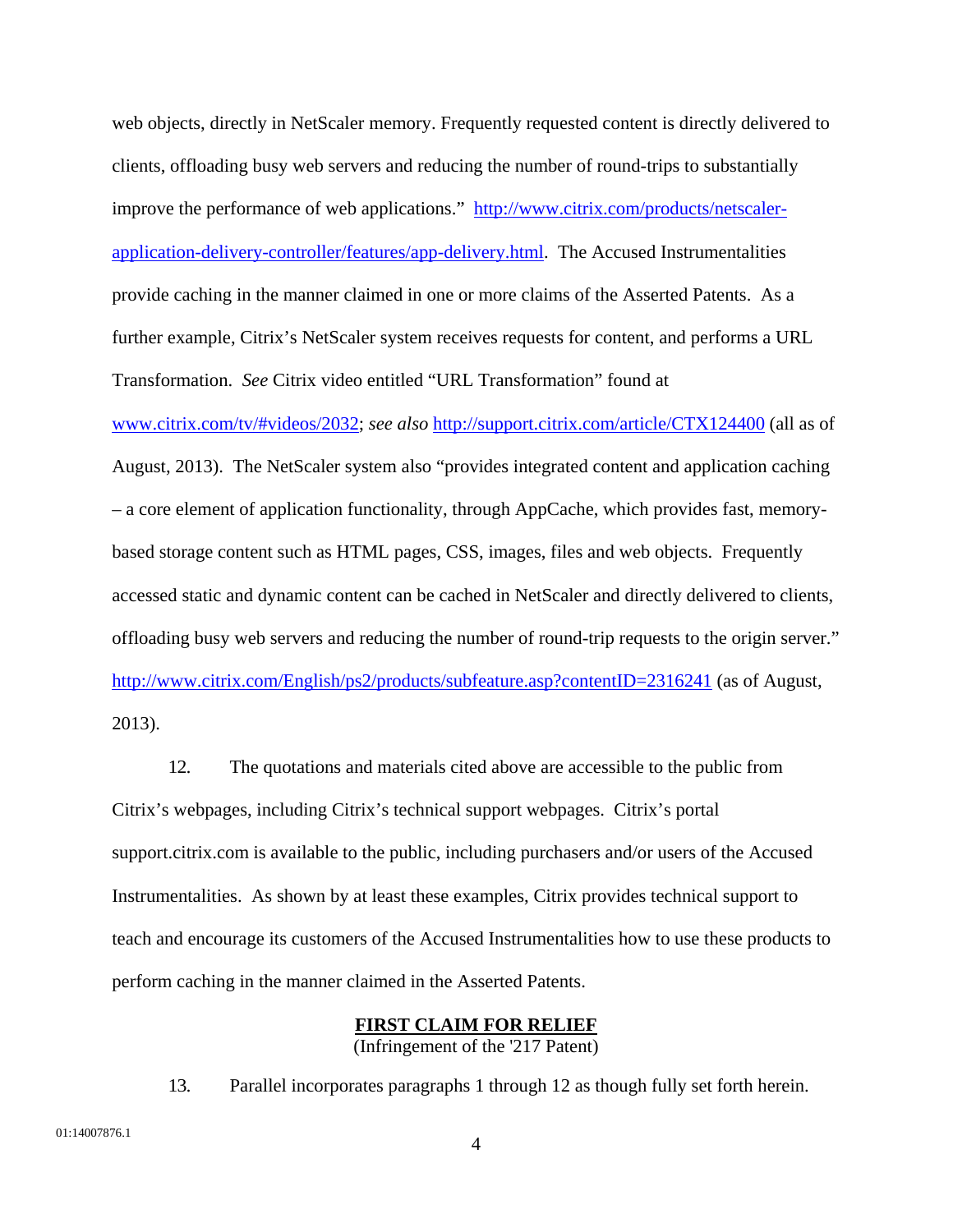web objects, directly in NetScaler memory. Frequently requested content is directly delivered to clients, offloading busy web servers and reducing the number of round-trips to substantially improve the performance of web applications." http://www.citrix.com/products/netscaler-application-delivery-controller/features/app-delivery.html. The Accused Instrumentalities provide caching in the manner claimed in one or more claims of the Asserted Patents. As a further example, Citrix's NetScaler system receives requests for content, and performs a URL Transformation. *See* Citrix video entitled "URL Transformation" found at www.citrix.com/tv/#videos/2032; *see also* http://support.citrix.com/article/CTX124400 (all as of August, 2013). The NetScaler system also "provides integrated content and application caching – a core element of application functionality, through AppCache, which provides fast, memory-based storage content such as HTML pages, CSS, images, files and web objects. Frequently accessed static and dynamic content can be cached in NetScaler and directly delivered to clients, offloading busy web servers and reducing the number of round-trip requests to the origin server." http://www.citrix.com/English/ps2/products/subfeature.asp?contentID=2316241 (as of August, 2013).

12. The quotations and materials cited above are accessible to the public from Citrix's webpages, including Citrix's technical support webpages. Citrix's portal support.citrix.com is available to the public, including purchasers and/or users of the Accused Instrumentalities. As shown by at least these examples, Citrix provides technical support to teach and encourage its customers of the Accused Instrumentalities how to use these products to perform caching in the manner claimed in the Asserted Patents.

**FIRST CLAIM FOR RELIEF**
(Infringement of the '217 Patent)

13. Parallel incorporates paragraphs 1 through 12 as though fully set forth herein.

01:14007876.1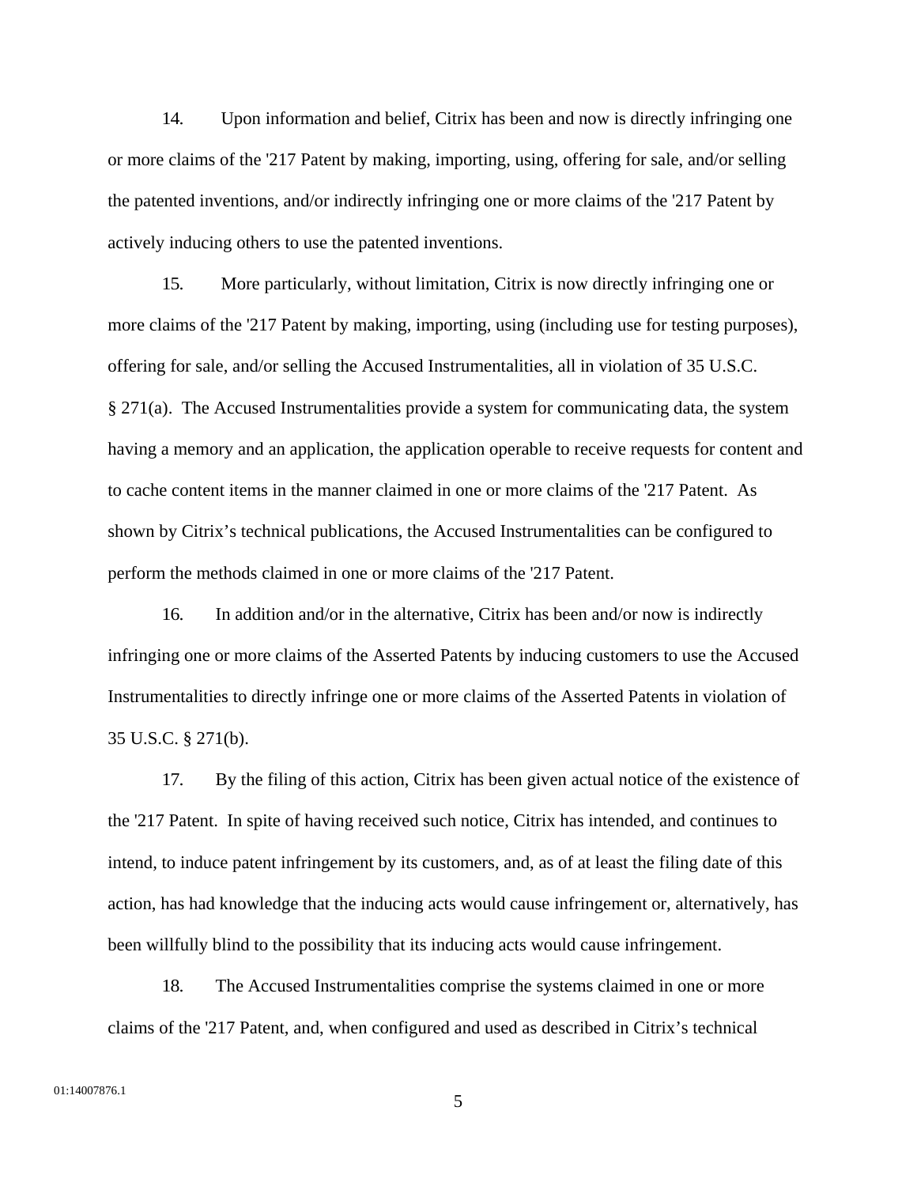14. Upon information and belief, Citrix has been and now is directly infringing one or more claims of the '217 Patent by making, importing, using, offering for sale, and/or selling the patented inventions, and/or indirectly infringing one or more claims of the '217 Patent by actively inducing others to use the patented inventions.

15. More particularly, without limitation, Citrix is now directly infringing one or more claims of the '217 Patent by making, importing, using (including use for testing purposes), offering for sale, and/or selling the Accused Instrumentalities, all in violation of 35 U.S.C. § 271(a). The Accused Instrumentalities provide a system for communicating data, the system having a memory and an application, the application operable to receive requests for content and to cache content items in the manner claimed in one or more claims of the '217 Patent. As shown by Citrix's technical publications, the Accused Instrumentalities can be configured to perform the methods claimed in one or more claims of the '217 Patent.

16. In addition and/or in the alternative, Citrix has been and/or now is indirectly infringing one or more claims of the Asserted Patents by inducing customers to use the Accused Instrumentalities to directly infringe one or more claims of the Asserted Patents in violation of 35 U.S.C. § 271(b).

17. By the filing of this action, Citrix has been given actual notice of the existence of the '217 Patent. In spite of having received such notice, Citrix has intended, and continues to intend, to induce patent infringement by its customers, and, as of at least the filing date of this action, has had knowledge that the inducing acts would cause infringement or, alternatively, has been willfully blind to the possibility that its inducing acts would cause infringement.

18. The Accused Instrumentalities comprise the systems claimed in one or more claims of the '217 Patent, and, when configured and used as described in Citrix's technical

01:14007876.1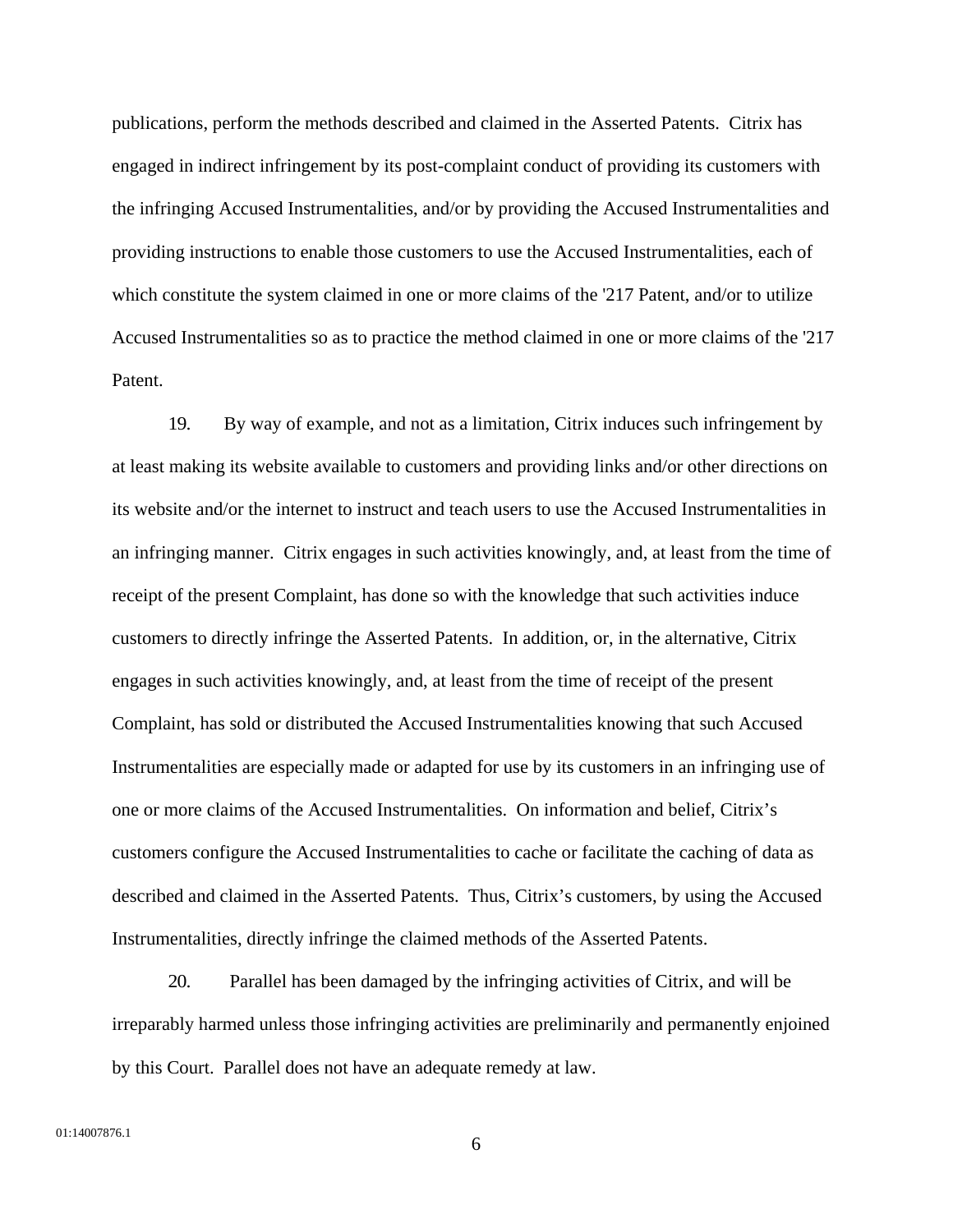publications, perform the methods described and claimed in the Asserted Patents. Citrix has engaged in indirect infringement by its post-complaint conduct of providing its customers with the infringing Accused Instrumentalities, and/or by providing the Accused Instrumentalities and providing instructions to enable those customers to use the Accused Instrumentalities, each of which constitute the system claimed in one or more claims of the '217 Patent, and/or to utilize Accused Instrumentalities so as to practice the method claimed in one or more claims of the '217 Patent.

19. By way of example, and not as a limitation, Citrix induces such infringement by at least making its website available to customers and providing links and/or other directions on its website and/or the internet to instruct and teach users to use the Accused Instrumentalities in an infringing manner. Citrix engages in such activities knowingly, and, at least from the time of receipt of the present Complaint, has done so with the knowledge that such activities induce customers to directly infringe the Asserted Patents. In addition, or, in the alternative, Citrix engages in such activities knowingly, and, at least from the time of receipt of the present Complaint, has sold or distributed the Accused Instrumentalities knowing that such Accused Instrumentalities are especially made or adapted for use by its customers in an infringing use of one or more claims of the Accused Instrumentalities. On information and belief, Citrix's customers configure the Accused Instrumentalities to cache or facilitate the caching of data as described and claimed in the Asserted Patents. Thus, Citrix's customers, by using the Accused Instrumentalities, directly infringe the claimed methods of the Asserted Patents.

20. Parallel has been damaged by the infringing activities of Citrix, and will be irreparably harmed unless those infringing activities are preliminarily and permanently enjoined by this Court. Parallel does not have an adequate remedy at law.

01:14007876.1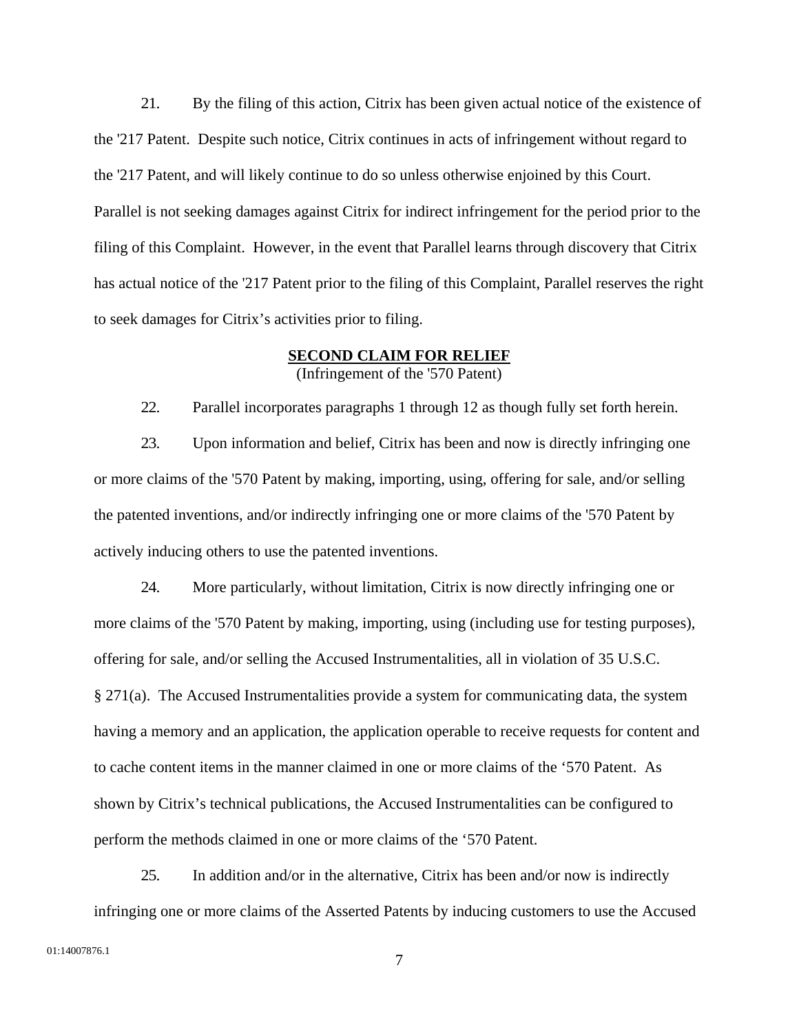21. By the filing of this action, Citrix has been given actual notice of the existence of the '217 Patent. Despite such notice, Citrix continues in acts of infringement without regard to the '217 Patent, and will likely continue to do so unless otherwise enjoined by this Court. Parallel is not seeking damages against Citrix for indirect infringement for the period prior to the filing of this Complaint. However, in the event that Parallel learns through discovery that Citrix has actual notice of the '217 Patent prior to the filing of this Complaint, Parallel reserves the right to seek damages for Citrix's activities prior to filing.

**SECOND CLAIM FOR RELIEF**
(Infringement of the '570 Patent)

22. Parallel incorporates paragraphs 1 through 12 as though fully set forth herein.

23. Upon information and belief, Citrix has been and now is directly infringing one or more claims of the '570 Patent by making, importing, using, offering for sale, and/or selling the patented inventions, and/or indirectly infringing one or more claims of the '570 Patent by actively inducing others to use the patented inventions.

24. More particularly, without limitation, Citrix is now directly infringing one or more claims of the '570 Patent by making, importing, using (including use for testing purposes), offering for sale, and/or selling the Accused Instrumentalities, all in violation of 35 U.S.C. § 271(a). The Accused Instrumentalities provide a system for communicating data, the system having a memory and an application, the application operable to receive requests for content and to cache content items in the manner claimed in one or more claims of the '570 Patent. As shown by Citrix's technical publications, the Accused Instrumentalities can be configured to perform the methods claimed in one or more claims of the '570 Patent.

25. In addition and/or in the alternative, Citrix has been and/or now is indirectly infringing one or more claims of the Asserted Patents by inducing customers to use the Accused

01:14007876.1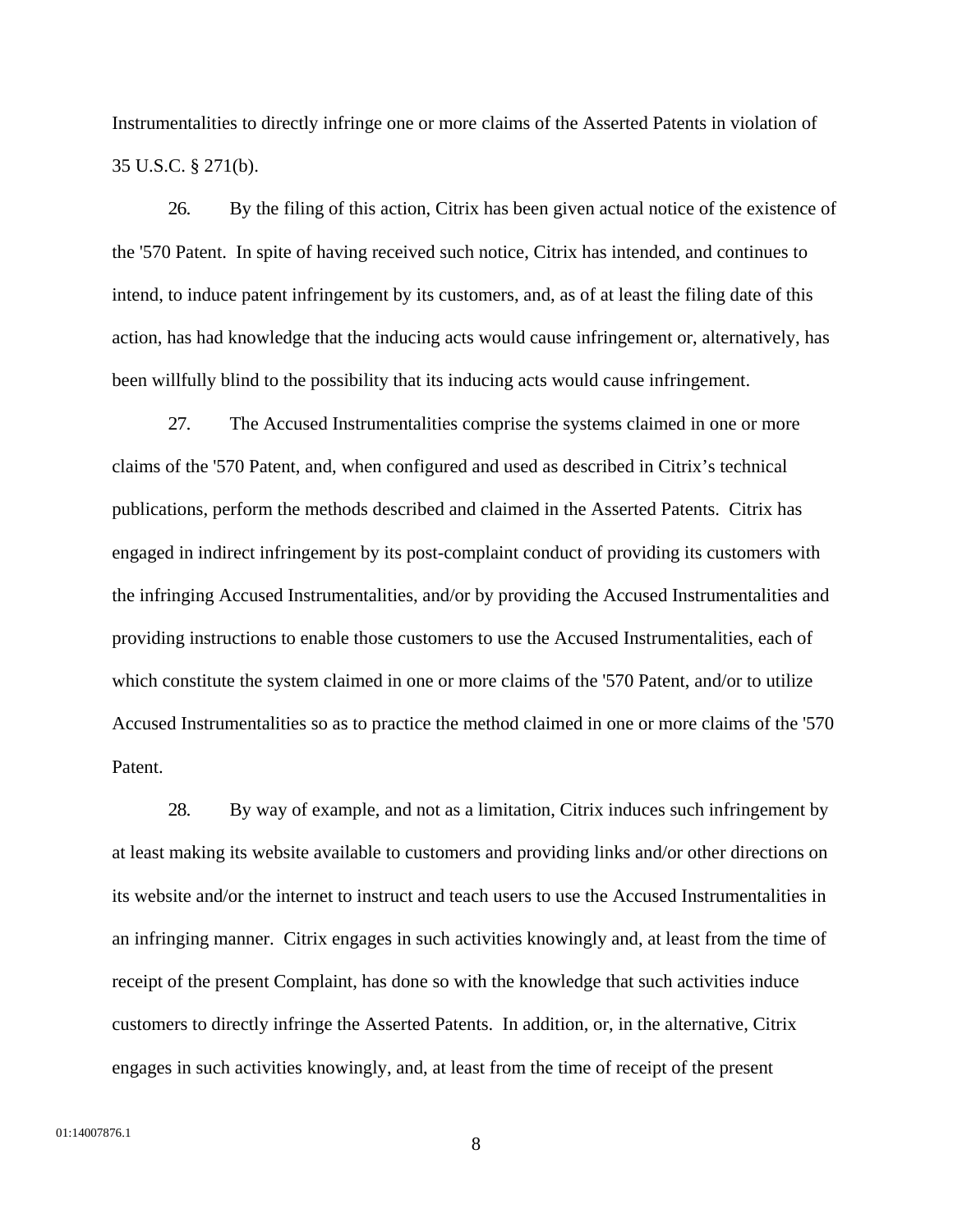Instrumentalities to directly infringe one or more claims of the Asserted Patents in violation of 35 U.S.C. § 271(b).

26. By the filing of this action, Citrix has been given actual notice of the existence of the '570 Patent. In spite of having received such notice, Citrix has intended, and continues to intend, to induce patent infringement by its customers, and, as of at least the filing date of this action, has had knowledge that the inducing acts would cause infringement or, alternatively, has been willfully blind to the possibility that its inducing acts would cause infringement.

27. The Accused Instrumentalities comprise the systems claimed in one or more claims of the '570 Patent, and, when configured and used as described in Citrix's technical publications, perform the methods described and claimed in the Asserted Patents. Citrix has engaged in indirect infringement by its post-complaint conduct of providing its customers with the infringing Accused Instrumentalities, and/or by providing the Accused Instrumentalities and providing instructions to enable those customers to use the Accused Instrumentalities, each of which constitute the system claimed in one or more claims of the '570 Patent, and/or to utilize Accused Instrumentalities so as to practice the method claimed in one or more claims of the '570 Patent.

28. By way of example, and not as a limitation, Citrix induces such infringement by at least making its website available to customers and providing links and/or other directions on its website and/or the internet to instruct and teach users to use the Accused Instrumentalities in an infringing manner. Citrix engages in such activities knowingly and, at least from the time of receipt of the present Complaint, has done so with the knowledge that such activities induce customers to directly infringe the Asserted Patents. In addition, or, in the alternative, Citrix engages in such activities knowingly, and, at least from the time of receipt of the present

01:14007876.1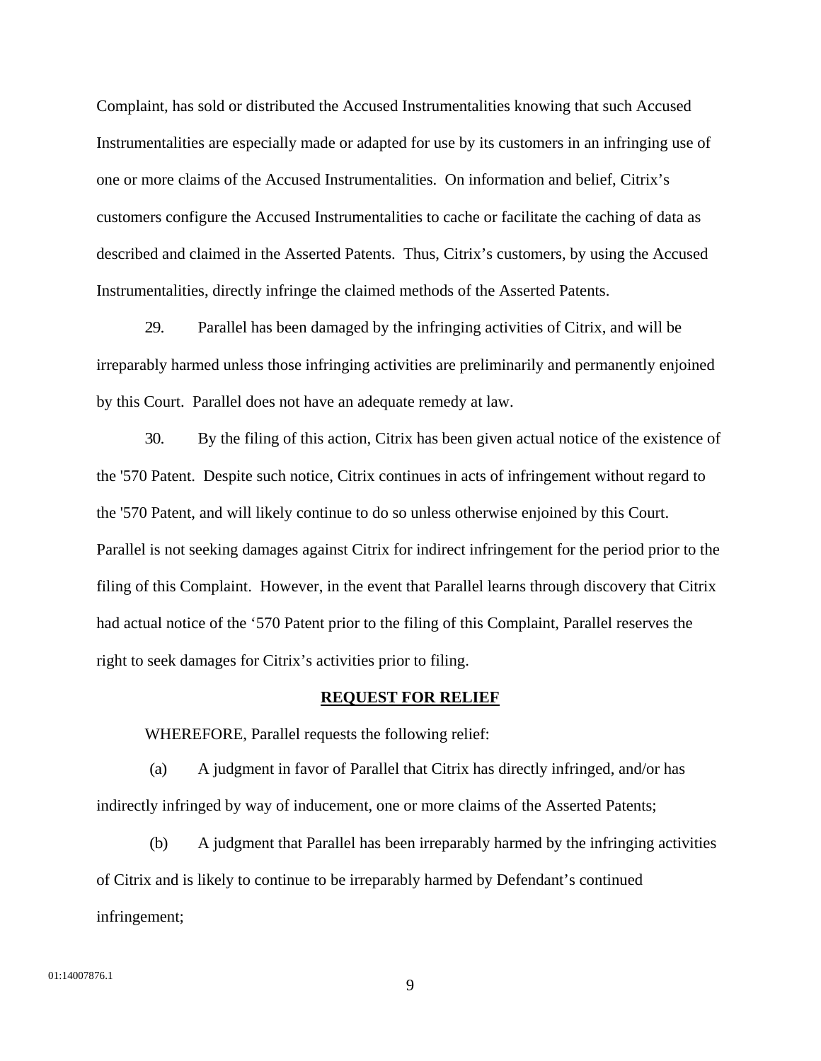Complaint, has sold or distributed the Accused Instrumentalities knowing that such Accused Instrumentalities are especially made or adapted for use by its customers in an infringing use of one or more claims of the Accused Instrumentalities. On information and belief, Citrix's customers configure the Accused Instrumentalities to cache or facilitate the caching of data as described and claimed in the Asserted Patents. Thus, Citrix's customers, by using the Accused Instrumentalities, directly infringe the claimed methods of the Asserted Patents.

29. Parallel has been damaged by the infringing activities of Citrix, and will be irreparably harmed unless those infringing activities are preliminarily and permanently enjoined by this Court. Parallel does not have an adequate remedy at law.

30. By the filing of this action, Citrix has been given actual notice of the existence of the '570 Patent. Despite such notice, Citrix continues in acts of infringement without regard to the '570 Patent, and will likely continue to do so unless otherwise enjoined by this Court. Parallel is not seeking damages against Citrix for indirect infringement for the period prior to the filing of this Complaint. However, in the event that Parallel learns through discovery that Citrix had actual notice of the '570 Patent prior to the filing of this Complaint, Parallel reserves the right to seek damages for Citrix's activities prior to filing.

**REQUEST FOR RELIEF**

WHEREFORE, Parallel requests the following relief:

(a) A judgment in favor of Parallel that Citrix has directly infringed, and/or has indirectly infringed by way of inducement, one or more claims of the Asserted Patents;

(b) A judgment that Parallel has been irreparably harmed by the infringing activities of Citrix and is likely to continue to be irreparably harmed by Defendant's continued infringement;

01:14007876.1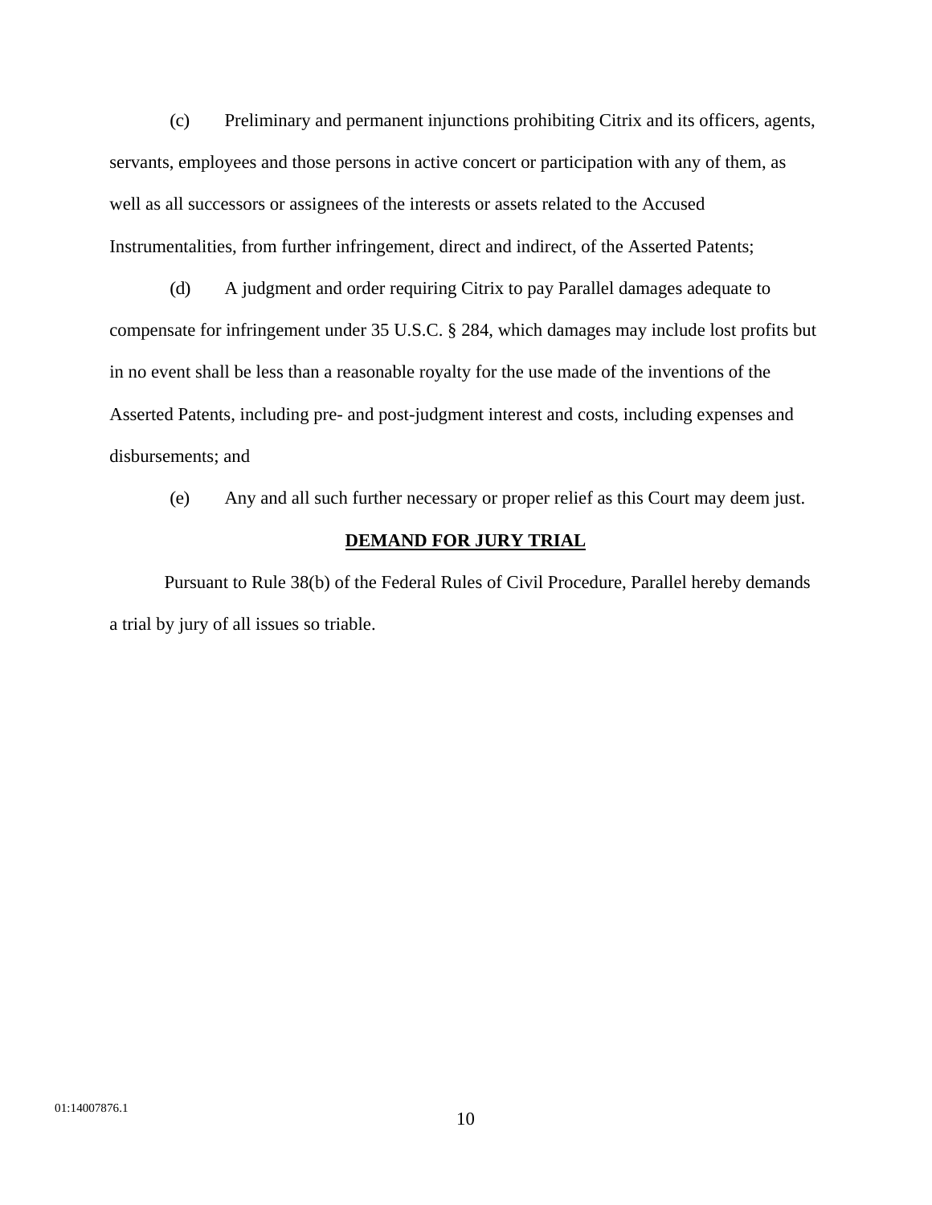(c) Preliminary and permanent injunctions prohibiting Citrix and its officers, agents, servants, employees and those persons in active concert or participation with any of them, as well as all successors or assignees of the interests or assets related to the Accused Instrumentalities, from further infringement, direct and indirect, of the Asserted Patents;

(d) A judgment and order requiring Citrix to pay Parallel damages adequate to compensate for infringement under 35 U.S.C. § 284, which damages may include lost profits but in no event shall be less than a reasonable royalty for the use made of the inventions of the Asserted Patents, including pre- and post-judgment interest and costs, including expenses and disbursements; and

(e) Any and all such further necessary or proper relief as this Court may deem just.

## DEMAND FOR JURY TRIAL

Pursuant to Rule 38(b) of the Federal Rules of Civil Procedure, Parallel hereby demands a trial by jury of all issues so triable.

01:14007876.1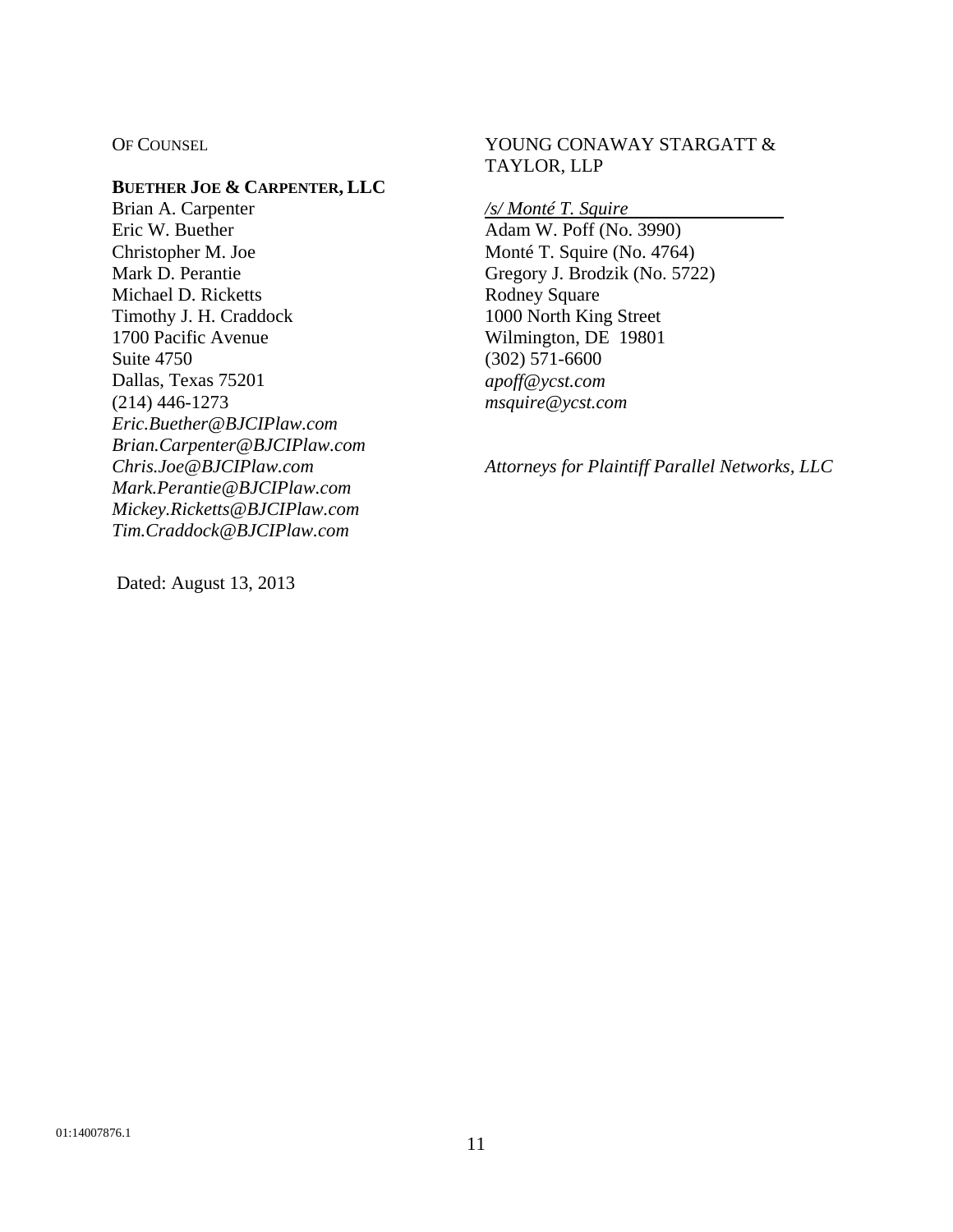OF COUNSEL

**BUETHER JOE & CARPENTER, LLC**
Brian A. Carpenter
Eric W. Buether
Christopher M. Joe
Mark D. Perantie
Michael D. Ricketts
Timothy J. H. Craddock
1700 Pacific Avenue
Suite 4750
Dallas, Texas 75201
(214) 446-1273
*Eric.Buether@BJCIPlaw.com*
*Brian.Carpenter@BJCIPlaw.com*
*Chris.Joe@BJCIPlaw.com*
*Mark.Perantie@BJCIPlaw.com*
*Mickey.Ricketts@BJCIPlaw.com*
*Tim.Craddock@BJCIPlaw.com*

Dated: August 13, 2013

YOUNG CONAWAY STARGATT & TAYLOR, LLP

*/s/ Monté T. Squire*
Adam W. Poff (No. 3990)
Monté T. Squire (No. 4764)
Gregory J. Brodzik (No. 5722)
Rodney Square
1000 North King Street
Wilmington, DE 19801
(302) 571-6600
*apoff@ycst.com*
*msquire@ycst.com*

*Attorneys for Plaintiff Parallel Networks, LLC*

01:14007876.1